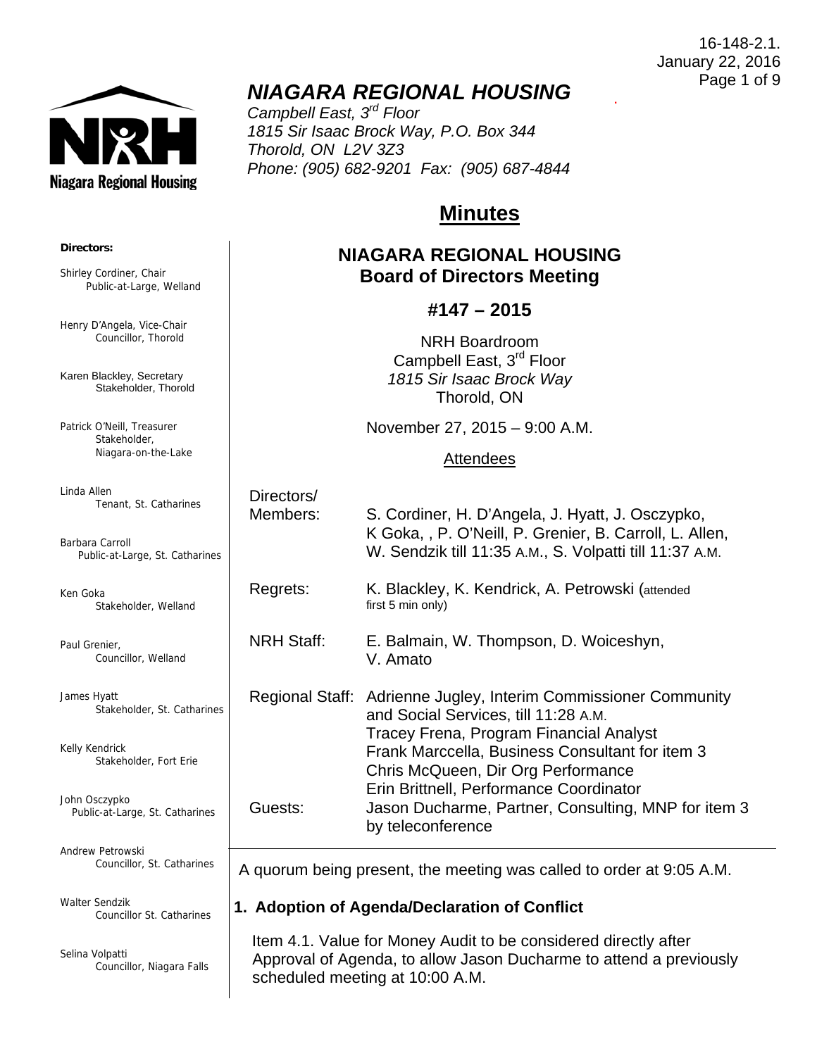16-148-2.1.
January 22, 2016

# *NIAGARA REGIONAL HOUSING*

*Campbell East, 3rd Floor*
*1815 Sir Isaac Brock Way, P.O. Box 344*
*Thorold, ON L2V 3Z3*
*Phone: (905) 682-9201 Fax: (905) 687-4844*

**Directors:**

Shirley Cordiner, Chair
Public-at-Large, Welland

Henry D'Angela, Vice-Chair
Councillor, Thorold

Karen Blackley, Secretary
Stakeholder, Thorold

Patrick O'Neill, Treasurer
Stakeholder, Niagara-on-the-Lake

Linda Allen
Tenant, St. Catharines

Barbara Carroll
Public-at-Large, St. Catharines

Ken Goka
Stakeholder, Welland

Paul Grenier,
Councillor, Welland

James Hyatt
Stakeholder, St. Catharines

Kelly Kendrick
Stakeholder, Fort Erie

John Osczypko
Public-at-Large, St. Catharines

Andrew Petrowski
Councillor, St. Catharines

Walter Sendzik
Councillor St. Catharines

Selina Volpatti
Councillor, Niagara Falls

## Minutes

## NIAGARA REGIONAL HOUSING Board of Directors Meeting

### #147 – 2015

NRH Boardroom
Campbell East, 3rd Floor
*1815 Sir Isaac Brock Way*
Thorold, ON

November 27, 2015 – 9:00 A.M.

Attendees

| | |
|---|---|
| Directors/ Members: | S. Cordiner, H. D'Angela, J. Hyatt, J. Osczypko, K Goka, , P. O'Neill, P. Grenier, B. Carroll, L. Allen, W. Sendzik till 11:35 A.M., S. Volpatti till 11:37 A.M. |
| Regrets: | K. Blackley, K. Kendrick, A. Petrowski (attended first 5 min only) |
| NRH Staff: | E. Balmain, W. Thompson, D. Woiceshyn, V. Amato |
| Regional Staff: | Adrienne Jugley, Interim Commissioner Community and Social Services, till 11:28 A.M.<br>Tracey Frena, Program Financial Analyst<br>Frank Marccella, Business Consultant for item 3<br>Chris McQueen, Dir Org Performance<br>Erin Brittnell, Performance Coordinator |
| Guests: | Jason Ducharme, Partner, Consulting, MNP for item 3 by teleconference |

A quorum being present, the meeting was called to order at 9:05 A.M.

### 1. Adoption of Agenda/Declaration of Conflict

Item 4.1. Value for Money Audit to be considered directly after Approval of Agenda, to allow Jason Ducharme to attend a previously scheduled meeting at 10:00 A.M.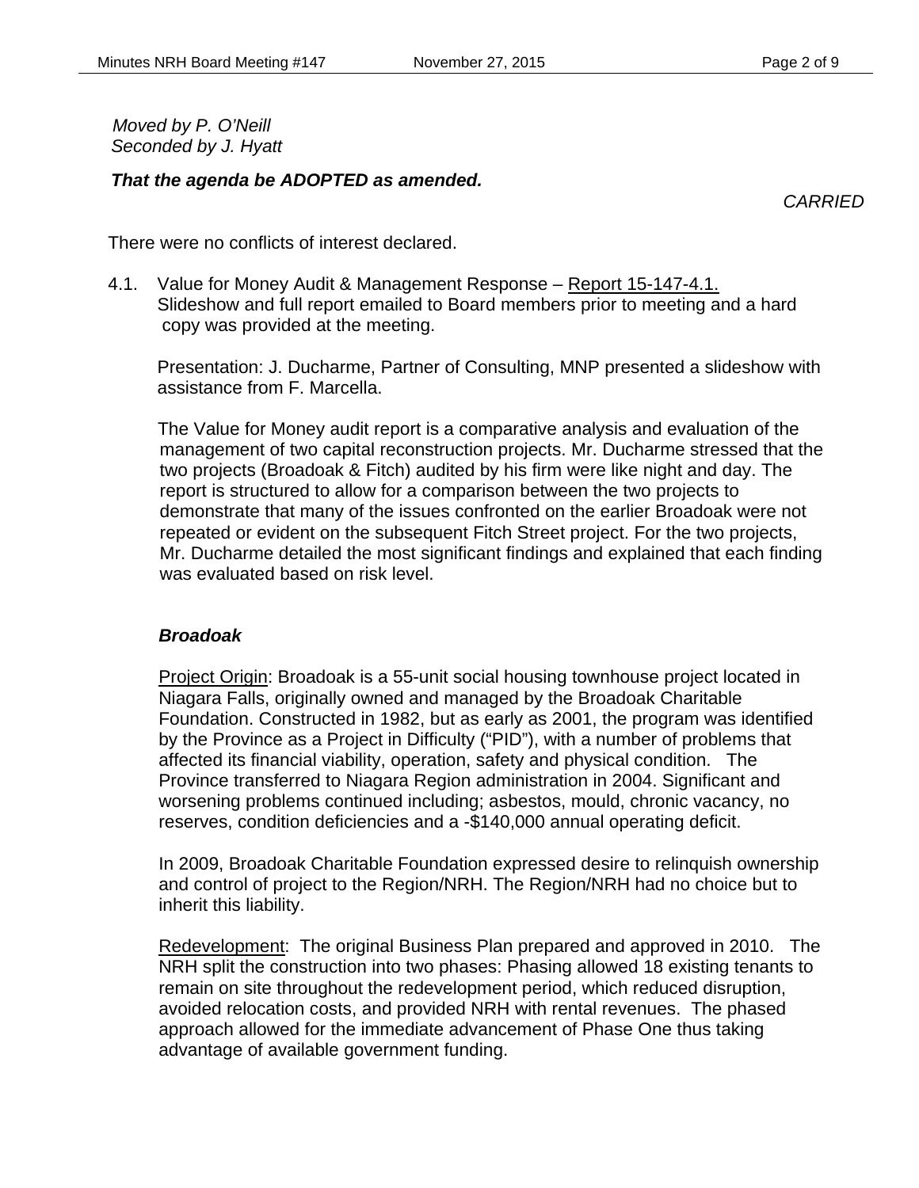*Moved by P. O'Neill*
*Seconded by J. Hyatt*

***That the agenda be ADOPTED as amended.***

*CARRIED*

There were no conflicts of interest declared.

4.1. Value for Money Audit & Management Response – Report 15-147-4.1.
Slideshow and full report emailed to Board members prior to meeting and a hard copy was provided at the meeting.

Presentation: J. Ducharme, Partner of Consulting, MNP presented a slideshow with assistance from F. Marcella.

The Value for Money audit report is a comparative analysis and evaluation of the management of two capital reconstruction projects. Mr. Ducharme stressed that the two projects (Broadoak & Fitch) audited by his firm were like night and day. The report is structured to allow for a comparison between the two projects to demonstrate that many of the issues confronted on the earlier Broadoak were not repeated or evident on the subsequent Fitch Street project. For the two projects, Mr. Ducharme detailed the most significant findings and explained that each finding was evaluated based on risk level.

***Broadoak***

Project Origin: Broadoak is a 55-unit social housing townhouse project located in Niagara Falls, originally owned and managed by the Broadoak Charitable Foundation. Constructed in 1982, but as early as 2001, the program was identified by the Province as a Project in Difficulty ("PID"), with a number of problems that affected its financial viability, operation, safety and physical condition. The Province transferred to Niagara Region administration in 2004. Significant and worsening problems continued including; asbestos, mould, chronic vacancy, no reserves, condition deficiencies and a -$140,000 annual operating deficit.

In 2009, Broadoak Charitable Foundation expressed desire to relinquish ownership and control of project to the Region/NRH. The Region/NRH had no choice but to inherit this liability.

Redevelopment: The original Business Plan prepared and approved in 2010. The NRH split the construction into two phases: Phasing allowed 18 existing tenants to remain on site throughout the redevelopment period, which reduced disruption, avoided relocation costs, and provided NRH with rental revenues. The phased approach allowed for the immediate advancement of Phase One thus taking advantage of available government funding.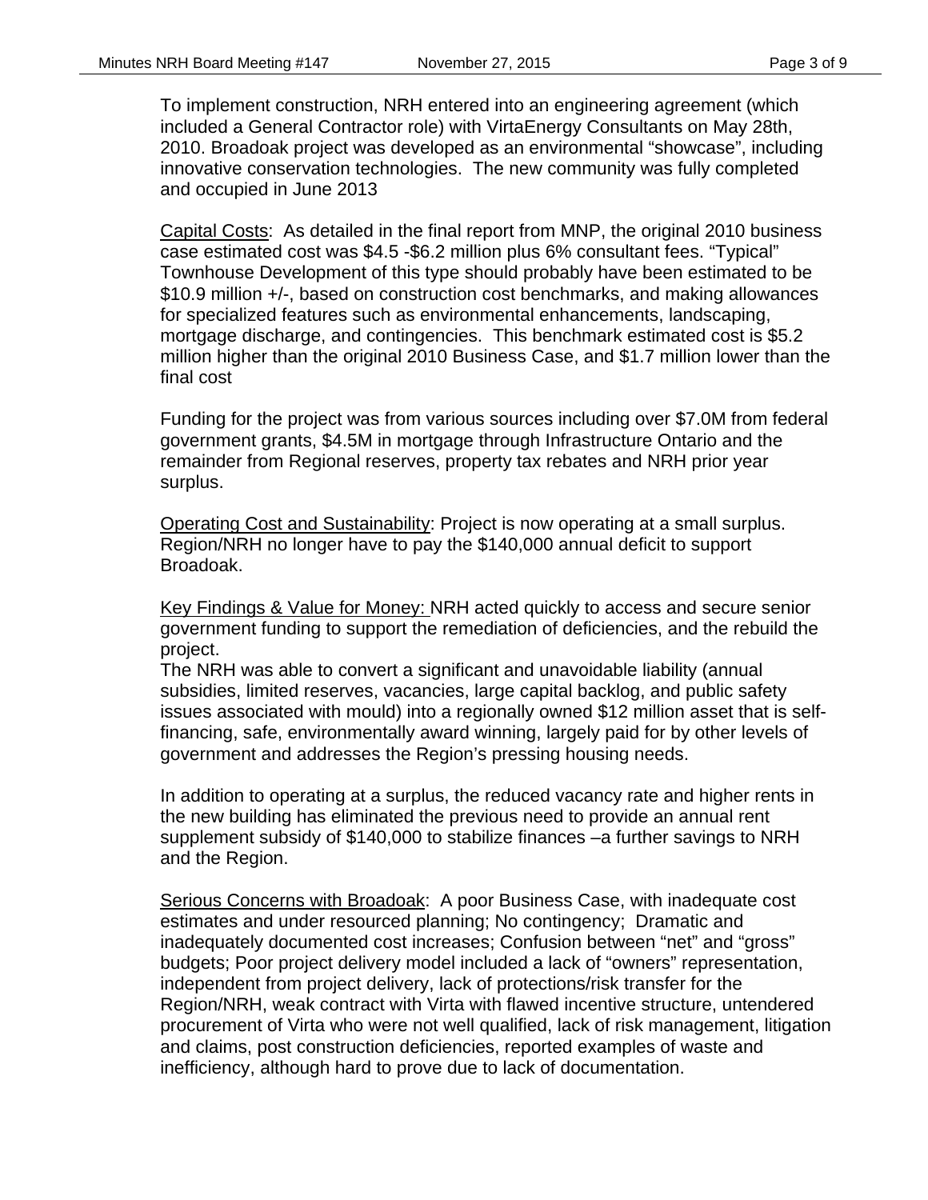To implement construction, NRH entered into an engineering agreement (which included a General Contractor role) with VirtaEnergy Consultants on May 28th, 2010. Broadoak project was developed as an environmental “showcase”, including innovative conservation technologies. The new community was fully completed and occupied in June 2013

Capital Costs: As detailed in the final report from MNP, the original 2010 business case estimated cost was \$4.5 -\$6.2 million plus 6% consultant fees. “Typical” Townhouse Development of this type should probably have been estimated to be \$10.9 million +/-, based on construction cost benchmarks, and making allowances for specialized features such as environmental enhancements, landscaping, mortgage discharge, and contingencies. This benchmark estimated cost is \$5.2 million higher than the original 2010 Business Case, and \$1.7 million lower than the final cost

Funding for the project was from various sources including over \$7.0M from federal government grants, \$4.5M in mortgage through Infrastructure Ontario and the remainder from Regional reserves, property tax rebates and NRH prior year surplus.

Operating Cost and Sustainability: Project is now operating at a small surplus. Region/NRH no longer have to pay the \$140,000 annual deficit to support Broadoak.

Key Findings & Value for Money: NRH acted quickly to access and secure senior government funding to support the remediation of deficiencies, and the rebuild the project.
The NRH was able to convert a significant and unavoidable liability (annual subsidies, limited reserves, vacancies, large capital backlog, and public safety issues associated with mould) into a regionally owned \$12 million asset that is self-financing, safe, environmentally award winning, largely paid for by other levels of government and addresses the Region’s pressing housing needs.

In addition to operating at a surplus, the reduced vacancy rate and higher rents in the new building has eliminated the previous need to provide an annual rent supplement subsidy of \$140,000 to stabilize finances –a further savings to NRH and the Region.

Serious Concerns with Broadoak: A poor Business Case, with inadequate cost estimates and under resourced planning; No contingency; Dramatic and inadequately documented cost increases; Confusion between “net” and “gross” budgets; Poor project delivery model included a lack of “owners” representation, independent from project delivery, lack of protections/risk transfer for the Region/NRH, weak contract with Virta with flawed incentive structure, untendered procurement of Virta who were not well qualified, lack of risk management, litigation and claims, post construction deficiencies, reported examples of waste and inefficiency, although hard to prove due to lack of documentation.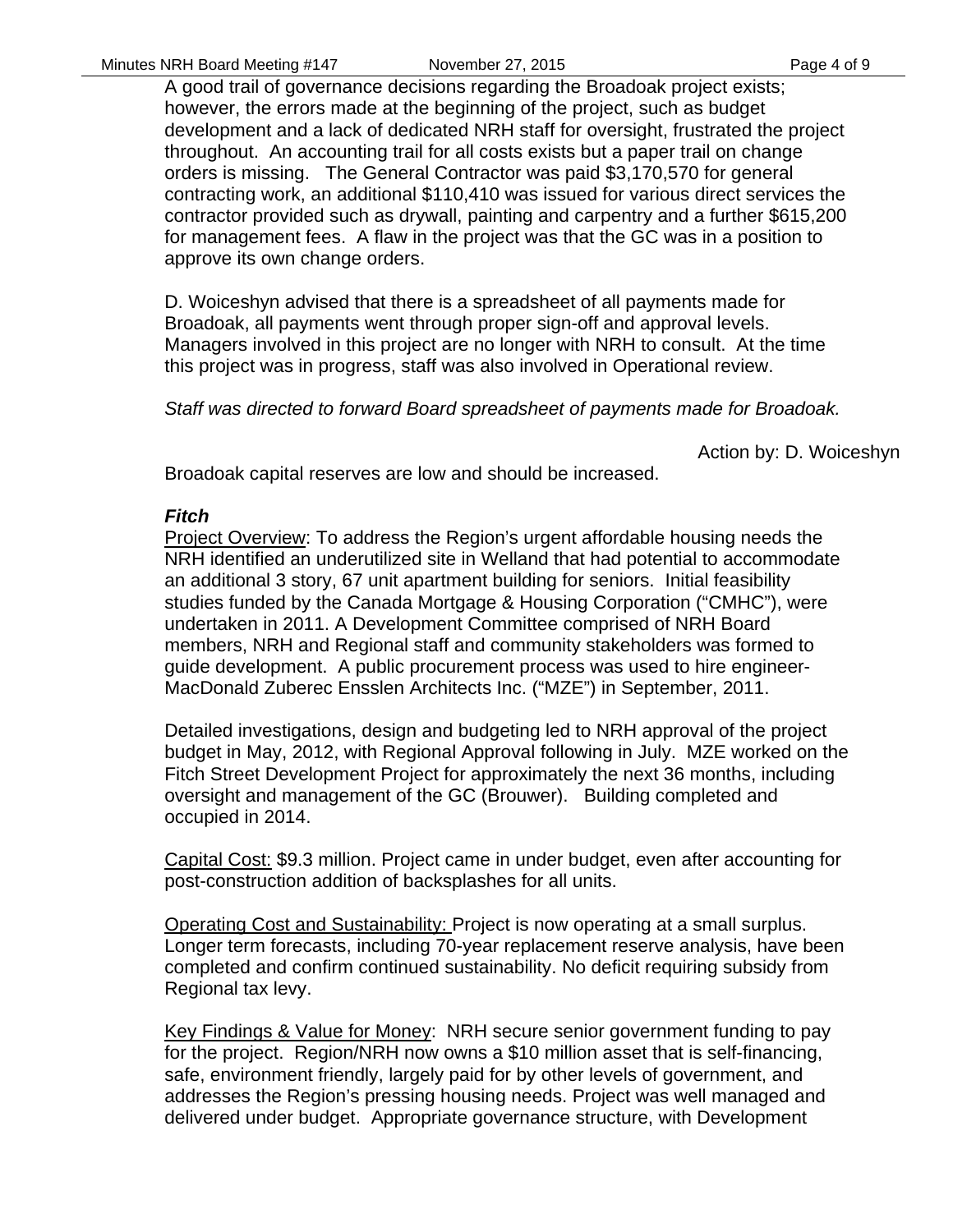A good trail of governance decisions regarding the Broadoak project exists; however, the errors made at the beginning of the project, such as budget development and a lack of dedicated NRH staff for oversight, frustrated the project throughout. An accounting trail for all costs exists but a paper trail on change orders is missing. The General Contractor was paid $3,170,570 for general contracting work, an additional $110,410 was issued for various direct services the contractor provided such as drywall, painting and carpentry and a further $615,200 for management fees. A flaw in the project was that the GC was in a position to approve its own change orders.

D. Woiceshyn advised that there is a spreadsheet of all payments made for Broadoak, all payments went through proper sign-off and approval levels. Managers involved in this project are no longer with NRH to consult. At the time this project was in progress, staff was also involved in Operational review.

*Staff was directed to forward Board spreadsheet of payments made for Broadoak.*

Action by: D. Woiceshyn

Broadoak capital reserves are low and should be increased.

***Fitch***

Project Overview: To address the Region's urgent affordable housing needs the NRH identified an underutilized site in Welland that had potential to accommodate an additional 3 story, 67 unit apartment building for seniors. Initial feasibility studies funded by the Canada Mortgage & Housing Corporation ("CMHC"), were undertaken in 2011. A Development Committee comprised of NRH Board members, NRH and Regional staff and community stakeholders was formed to guide development. A public procurement process was used to hire engineer- MacDonald Zuberec Ensslen Architects Inc. ("MZE") in September, 2011.

Detailed investigations, design and budgeting led to NRH approval of the project budget in May, 2012, with Regional Approval following in July. MZE worked on the Fitch Street Development Project for approximately the next 36 months, including oversight and management of the GC (Brouwer). Building completed and occupied in 2014.

Capital Cost: $9.3 million. Project came in under budget, even after accounting for post-construction addition of backsplashes for all units.

Operating Cost and Sustainability: Project is now operating at a small surplus. Longer term forecasts, including 70-year replacement reserve analysis, have been completed and confirm continued sustainability. No deficit requiring subsidy from Regional tax levy.

Key Findings & Value for Money: NRH secure senior government funding to pay for the project. Region/NRH now owns a $10 million asset that is self-financing, safe, environment friendly, largely paid for by other levels of government, and addresses the Region's pressing housing needs. Project was well managed and delivered under budget. Appropriate governance structure, with Development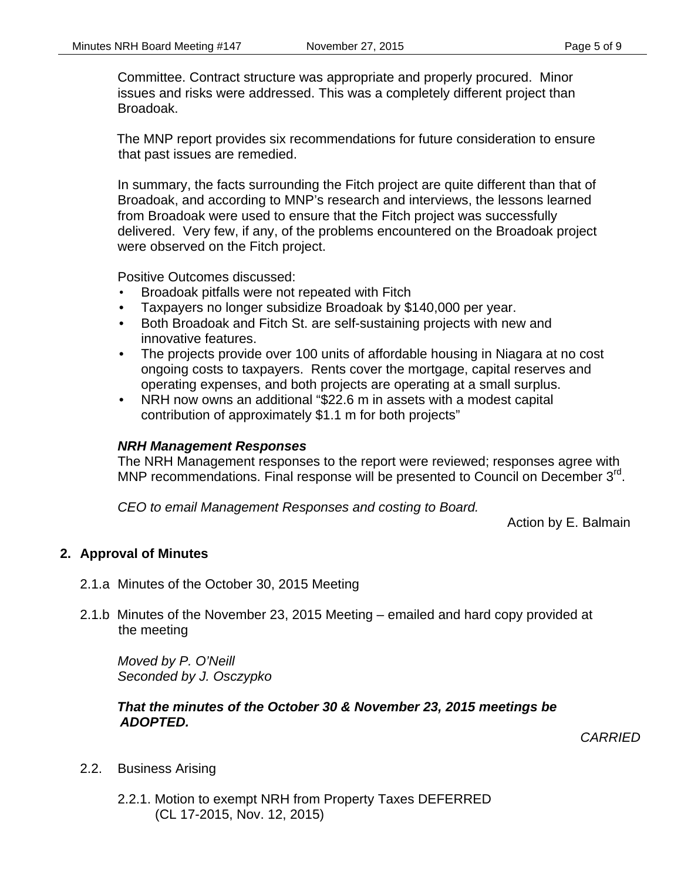Committee. Contract structure was appropriate and properly procured. Minor issues and risks were addressed. This was a completely different project than Broadoak.

The MNP report provides six recommendations for future consideration to ensure that past issues are remedied.

In summary, the facts surrounding the Fitch project are quite different than that of Broadoak, and according to MNP's research and interviews, the lessons learned from Broadoak were used to ensure that the Fitch project was successfully delivered. Very few, if any, of the problems encountered on the Broadoak project were observed on the Fitch project.

Positive Outcomes discussed:

- Broadoak pitfalls were not repeated with Fitch
- Taxpayers no longer subsidize Broadoak by $140,000 per year.
- Both Broadoak and Fitch St. are self-sustaining projects with new and innovative features.
- The projects provide over 100 units of affordable housing in Niagara at no cost ongoing costs to taxpayers. Rents cover the mortgage, capital reserves and operating expenses, and both projects are operating at a small surplus.
- NRH now owns an additional "$22.6 m in assets with a modest capital contribution of approximately $1.1 m for both projects"

***NRH Management Responses***

The NRH Management responses to the report were reviewed; responses agree with MNP recommendations. Final response will be presented to Council on December 3rd.

*CEO to email Management Responses and costing to Board.*

Action by E. Balmain

## 2. Approval of Minutes

2.1.a Minutes of the October 30, 2015 Meeting

2.1.b Minutes of the November 23, 2015 Meeting – emailed and hard copy provided at the meeting

*Moved by P. O'Neill*
*Seconded by J. Osczypko*

***That the minutes of the October 30 & November 23, 2015 meetings be ADOPTED.***

*CARRIED*

2.2. Business Arising

2.2.1. Motion to exempt NRH from Property Taxes DEFERRED (CL 17-2015, Nov. 12, 2015)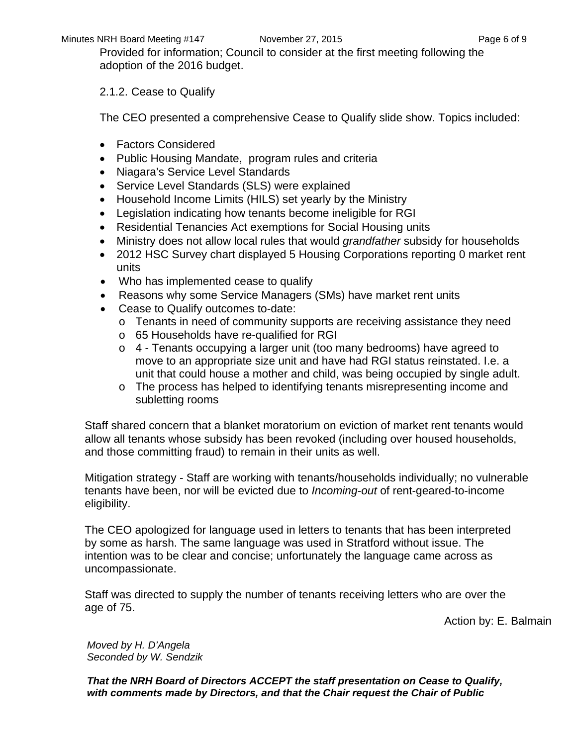Provided for information; Council to consider at the first meeting following the adoption of the 2016 budget.

2.1.2. Cease to Qualify

The CEO presented a comprehensive Cease to Qualify slide show. Topics included:

- Factors Considered
- Public Housing Mandate,  program rules and criteria
- Niagara's Service Level Standards
- Service Level Standards (SLS) were explained
- Household Income Limits (HILS) set yearly by the Ministry
- Legislation indicating how tenants become ineligible for RGI
- Residential Tenancies Act exemptions for Social Housing units
- Ministry does not allow local rules that would *grandfather* subsidy for households
- 2012 HSC Survey chart displayed 5 Housing Corporations reporting 0 market rent units
- Who has implemented cease to qualify
- Reasons why some Service Managers (SMs) have market rent units
- Cease to Qualify outcomes to-date:
    - Tenants in need of community supports are receiving assistance they need
    - 65 Households have re-qualified for RGI
    - 4 - Tenants occupying a larger unit (too many bedrooms) have agreed to move to an appropriate size unit and have had RGI status reinstated. I.e. a unit that could house a mother and child, was being occupied by single adult.
    - The process has helped to identifying tenants misrepresenting income and subletting rooms

Staff shared concern that a blanket moratorium on eviction of market rent tenants would allow all tenants whose subsidy has been revoked (including over housed households, and those committing fraud) to remain in their units as well.

Mitigation strategy - Staff are working with tenants/households individually; no vulnerable tenants have been, nor will be evicted due to *Incoming-out* of rent-geared-to-income eligibility.

The CEO apologized for language used in letters to tenants that has been interpreted by some as harsh. The same language was used in Stratford without issue. The intention was to be clear and concise; unfortunately the language came across as uncompassionate.

Staff was directed to supply the number of tenants receiving letters who are over the age of 75.

Action by: E. Balmain

*Moved by H. D'Angela*
*Seconded by W. Sendzik*

***That the NRH Board of Directors ACCEPT the staff presentation on Cease to Qualify, with comments made by Directors, and that the Chair request the Chair of Public***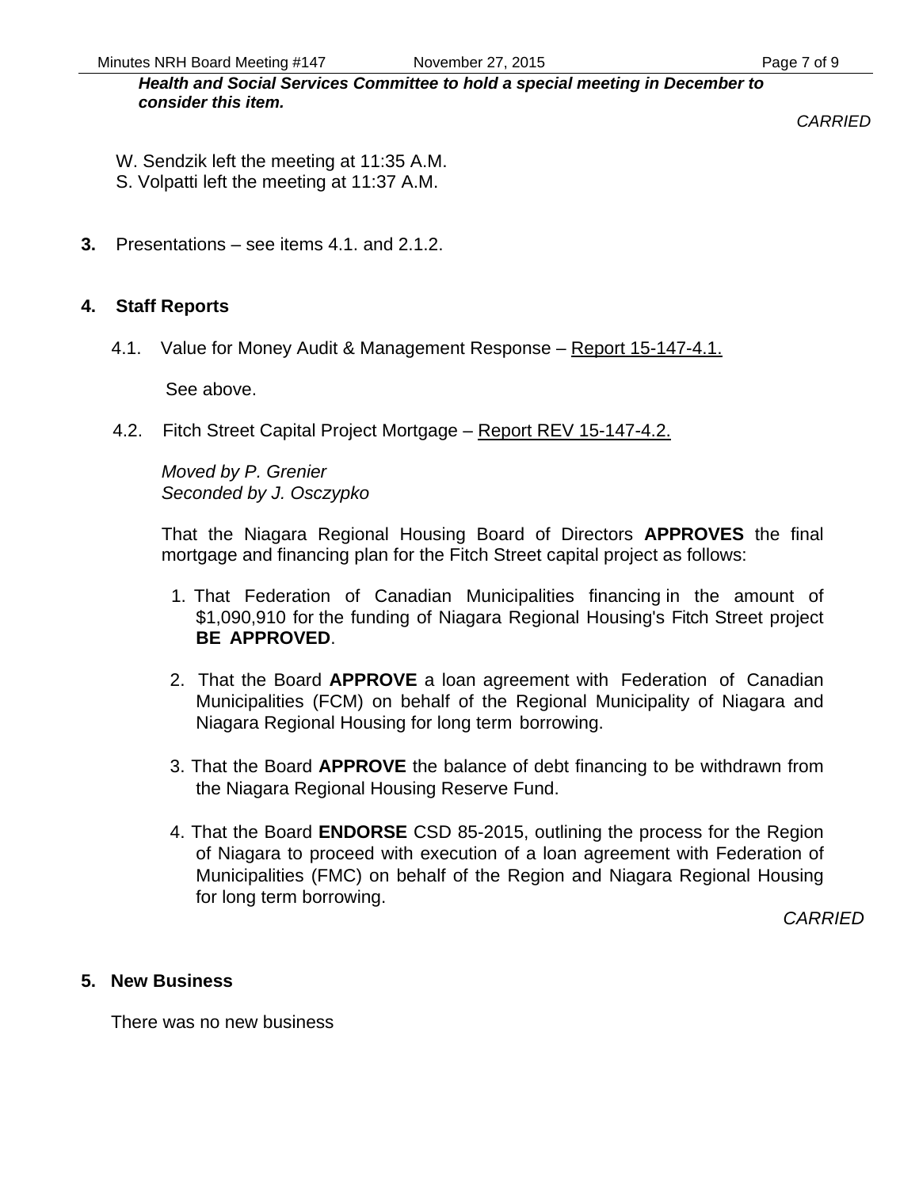***Health and Social Services Committee to hold a special meeting in December to consider this item.***

*CARRIED*

W. Sendzik left the meeting at 11:35 A.M.
S. Volpatti left the meeting at 11:37 A.M.

**3.** Presentations – see items 4.1. and 2.1.2.

## 4. Staff Reports

4.1. Value for Money Audit & Management Response – Report 15-147-4.1.

See above.

4.2. Fitch Street Capital Project Mortgage – Report REV 15-147-4.2.

*Moved by P. Grenier*
*Seconded by J. Osczypko*

That the Niagara Regional Housing Board of Directors **APPROVES** the final mortgage and financing plan for the Fitch Street capital project as follows:

1. That Federation of Canadian Municipalities financing in the amount of $1,090,910 for the funding of Niagara Regional Housing's Fitch Street project **BE APPROVED**.
2. That the Board **APPROVE** a loan agreement with Federation of Canadian Municipalities (FCM) on behalf of the Regional Municipality of Niagara and Niagara Regional Housing for long term borrowing.
3. That the Board **APPROVE** the balance of debt financing to be withdrawn from the Niagara Regional Housing Reserve Fund.
4. That the Board **ENDORSE** CSD 85-2015, outlining the process for the Region of Niagara to proceed with execution of a loan agreement with Federation of Municipalities (FMC) on behalf of the Region and Niagara Regional Housing for long term borrowing.

*CARRIED*

## 5. New Business

There was no new business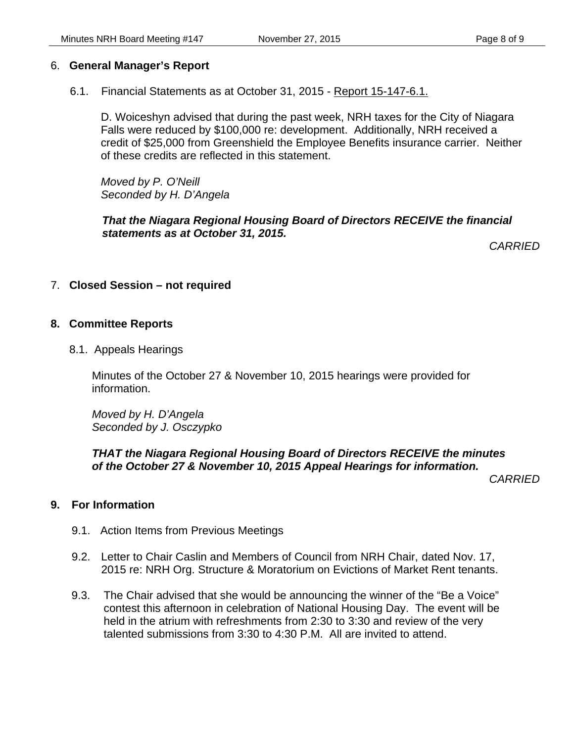## 6. **General Manager's Report**

6.1. Financial Statements as at October 31, 2015 - Report 15-147-6.1.

D. Woiceshyn advised that during the past week, NRH taxes for the City of Niagara Falls were reduced by $100,000 re: development. Additionally, NRH received a credit of $25,000 from Greenshield the Employee Benefits insurance carrier. Neither of these credits are reflected in this statement.

*Moved by P. O'Neill*
*Seconded by H. D'Angela*

***That the Niagara Regional Housing Board of Directors RECEIVE the financial statements as at October 31, 2015.***

*CARRIED*

## 7. **Closed Session – not required**

## 8. **Committee Reports**

8.1. Appeals Hearings

Minutes of the October 27 & November 10, 2015 hearings were provided for information.

*Moved by H. D'Angela*
*Seconded by J. Osczypko*

***THAT the Niagara Regional Housing Board of Directors RECEIVE the minutes of the October 27 & November 10, 2015 Appeal Hearings for information.***

*CARRIED*

## 9. **For Information**

9.1. Action Items from Previous Meetings

9.2. Letter to Chair Caslin and Members of Council from NRH Chair, dated Nov. 17, 2015 re: NRH Org. Structure & Moratorium on Evictions of Market Rent tenants.

9.3. The Chair advised that she would be announcing the winner of the "Be a Voice" contest this afternoon in celebration of National Housing Day. The event will be held in the atrium with refreshments from 2:30 to 3:30 and review of the very talented submissions from 3:30 to 4:30 P.M. All are invited to attend.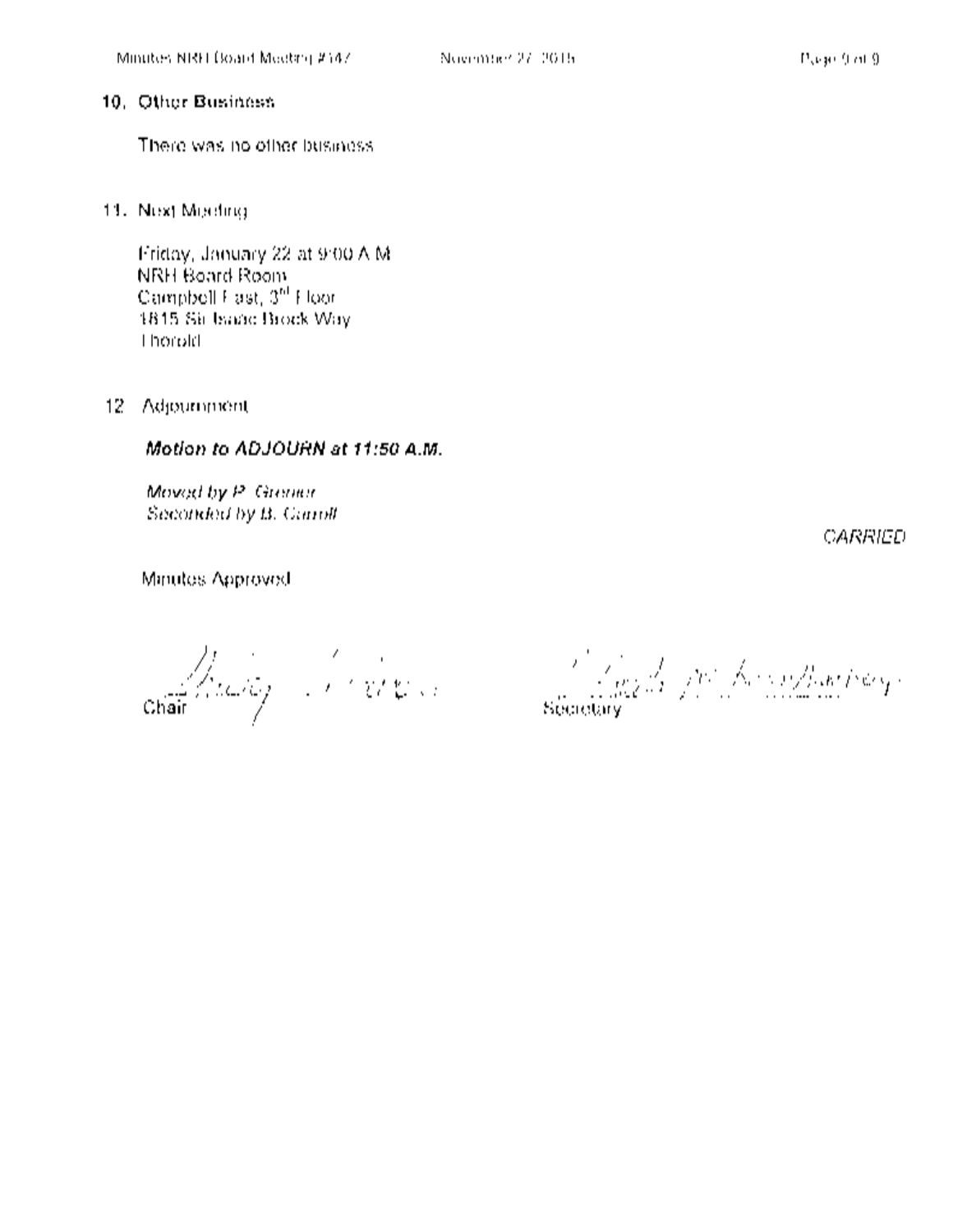## 10. Other Business

There was no other business

## 11. Next Meeting

Friday, January 22 at 9:00 A.M.
NRH Board Room
Campbell East, 3rd Floor
1815 Sir Isaac Brock Way
Thorold

## 12. Adjournment

***Motion to ADJOURN at 11:50 A.M.***

*Moved by P. Grenier*
*Seconded by B. Carroll*

*CARRIED*

Minutes Approved

Chair

Secretary